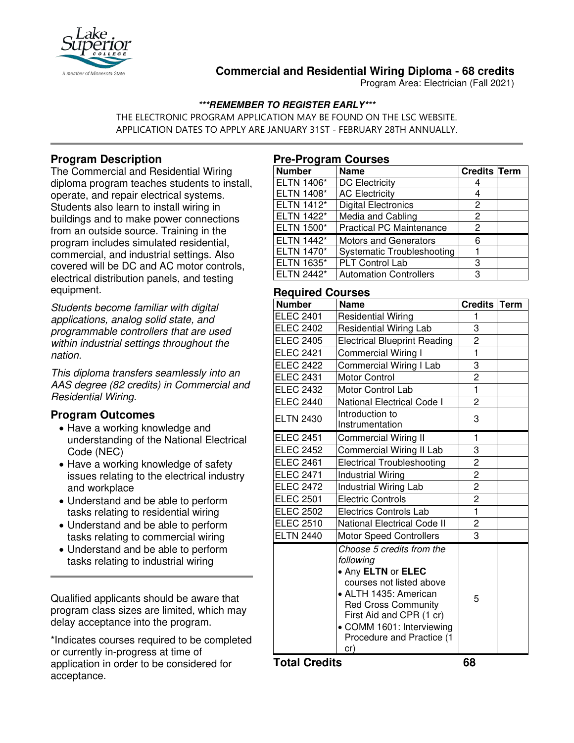# Commercial and Residential Wiring Diploma - 68 credits

Program Area: Electrician (Fall 2021)

***REMEMBER TO REGISTER EARLY***

THE ELECTRONIC PROGRAM APPLICATION MAY BE FOUND ON THE LSC WEBSITE.
APPLICATION DATES TO APPLY ARE JANUARY 31ST - FEBRUARY 28TH ANNUALLY.

## Program Description

The Commercial and Residential Wiring diploma program teaches students to install, operate, and repair electrical systems. Students also learn to install wiring in buildings and to make power connections from an outside source. Training in the program includes simulated residential, commercial, and industrial settings. Also covered will be DC and AC motor controls, electrical distribution panels, and testing equipment.

*Students become familiar with digital applications, analog solid state, and programmable controllers that are used within industrial settings throughout the nation.*

*This diploma transfers seamlessly into an AAS degree (82 credits) in Commercial and Residential Wiring.*

## Program Outcomes

- Have a working knowledge and understanding of the National Electrical Code (NEC)
- Have a working knowledge of safety issues relating to the electrical industry and workplace
- Understand and be able to perform tasks relating to residential wiring
- Understand and be able to perform tasks relating to commercial wiring
- Understand and be able to perform tasks relating to industrial wiring

Qualified applicants should be aware that program class sizes are limited, which may delay acceptance into the program.

*Indicates courses required to be completed or currently in-progress at time of application in order to be considered for acceptance.

## Pre-Program Courses

| Number | Name | Credits | Term |
|---|---|---|---|
| ELTN 1406* | DC Electricity | 4 | |
| ELTN 1408* | AC Electricity | 4 | |
| ELTN 1412* | Digital Electronics | 2 | |
| ELTN 1422* | Media and Cabling | 2 | |
| ELTN 1500* | Practical PC Maintenance | 2 | |
| ELTN 1442* | Motors and Generators | 6 | |
| ELTN 1470* | Systematic Troubleshooting | 1 | |
| ELTN 1635* | PLT Control Lab | 3 | |
| ELTN 2442* | Automation Controllers | 3 | |

## Required Courses

| Number | Name | Credits | Term |
|---|---|---|---|
| ELEC 2401 | Residential Wiring | 1 | |
| ELEC 2402 | Residential Wiring Lab | 3 | |
| ELEC 2405 | Electrical Blueprint Reading | 2 | |
| ELEC 2421 | Commercial Wiring I | 1 | |
| ELEC 2422 | Commercial Wiring I Lab | 3 | |
| ELEC 2431 | Motor Control | 2 | |
| ELEC 2432 | Motor Control Lab | 1 | |
| ELEC 2440 | National Electrical Code I | 2 | |
| ELTN 2430 | Introduction to Instrumentation | 3 | |
| ELEC 2451 | Commercial Wiring II | 1 | |
| ELEC 2452 | Commercial Wiring II Lab | 3 | |
| ELEC 2461 | Electrical Troubleshooting | 2 | |
| ELEC 2471 | Industrial Wiring | 2 | |
| ELEC 2472 | Industrial Wiring Lab | 2 | |
| ELEC 2501 | Electric Controls | 2 | |
| ELEC 2502 | Electrics Controls Lab | 1 | |
| ELEC 2510 | National Electrical Code II | 2 | |
| ELTN 2440 | Motor Speed Controllers | 3 | |
| | *Choose 5 credits from the following* • Any **ELTN** or **ELEC** courses not listed above • ALTH 1435: American Red Cross Community First Aid and CPR (1 cr) • COMM 1601: Interviewing Procedure and Practice (1 cr) | 5 | |

**Total Credits** **68**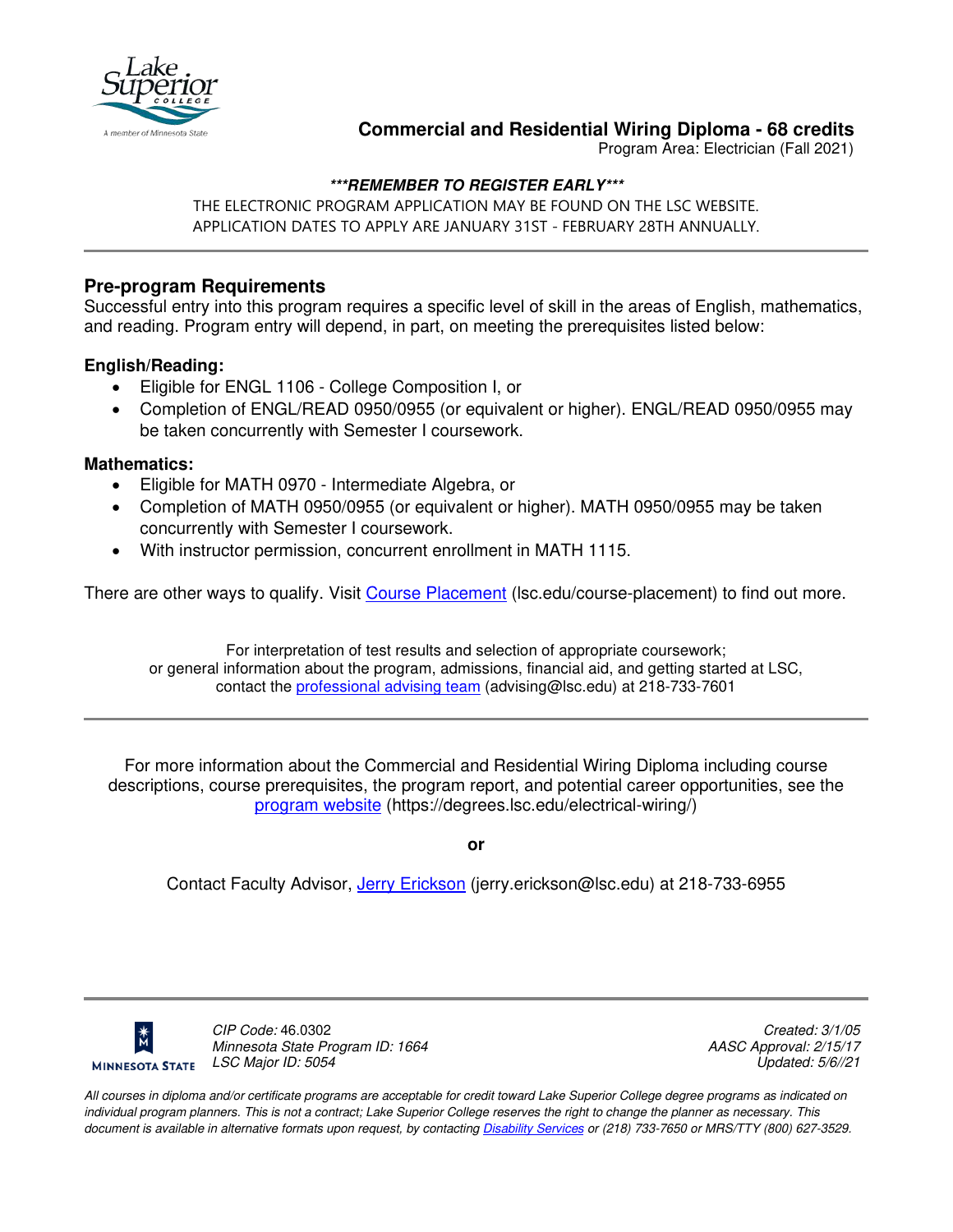## Commercial and Residential Wiring Diploma - 68 credits

Program Area: Electrician (Fall 2021)

***REMEMBER TO REGISTER EARLY***

THE ELECTRONIC PROGRAM APPLICATION MAY BE FOUND ON THE LSC WEBSITE.
APPLICATION DATES TO APPLY ARE JANUARY 31ST - FEBRUARY 28TH ANNUALLY.

---

## Pre-program Requirements

Successful entry into this program requires a specific level of skill in the areas of English, mathematics, and reading. Program entry will depend, in part, on meeting the prerequisites listed below:

**English/Reading:**

- Eligible for ENGL 1106 - College Composition I, or
- Completion of ENGL/READ 0950/0955 (or equivalent or higher). ENGL/READ 0950/0955 may be taken concurrently with Semester I coursework.

**Mathematics:**

- Eligible for MATH 0970 - Intermediate Algebra, or
- Completion of MATH 0950/0955 (or equivalent or higher). MATH 0950/0955 may be taken concurrently with Semester I coursework.
- With instructor permission, concurrent enrollment in MATH 1115.

There are other ways to qualify. Visit Course Placement (lsc.edu/course-placement) to find out more.

For interpretation of test results and selection of appropriate coursework;
or general information about the program, admissions, financial aid, and getting started at LSC,
contact the professional advising team (advising@lsc.edu) at 218-733-7601

---

For more information about the Commercial and Residential Wiring Diploma including course descriptions, course prerequisites, the program report, and potential career opportunities, see the program website (https://degrees.lsc.edu/electrical-wiring/)

**or**

Contact Faculty Advisor, Jerry Erickson (jerry.erickson@lsc.edu) at 218-733-6955

---

*CIP Code:* 46.0302
*Minnesota State Program ID: 1664*
*LSC Major ID: 5054*

*Created: 3/1/05*
*AASC Approval: 2/15/17*
*Updated: 5/6//21*

*All courses in diploma and/or certificate programs are acceptable for credit toward Lake Superior College degree programs as indicated on individual program planners. This is not a contract; Lake Superior College reserves the right to change the planner as necessary. This document is available in alternative formats upon request, by contacting Disability Services or (218) 733-7650 or MRS/TTY (800) 627-3529.*